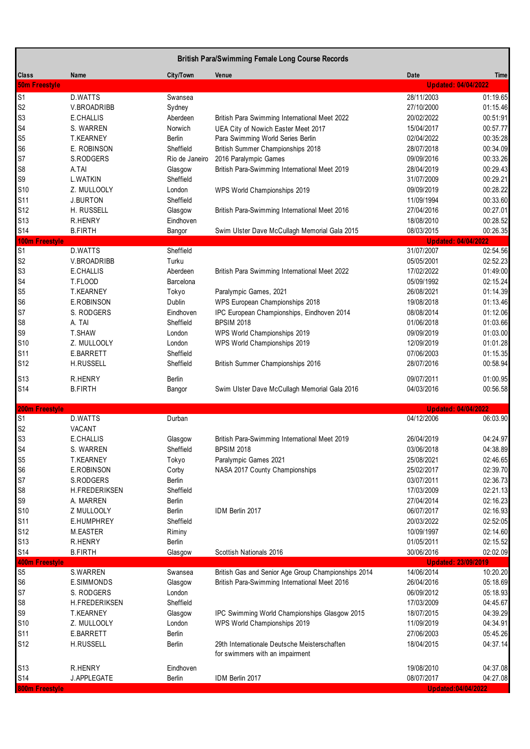# British Para/Swimming Female Long Course Records

| Class | Name | City/Town | Venue | Date | Time |
|---|---|---|---|---|---|
| **50m Freestyle** | | | | **Updated: 04/04/2022** | |
| S1 | D.WATTS | Swansea | | 28/11/2003 | 01:19.65 |
| S2 | V.BROADRIBB | Sydney | | 27/10/2000 | 01:15.46 |
| S3 | E.CHALLIS | Aberdeen | British Para Swimming International Meet 2022 | 20/02/2022 | 00:51.91 |
| S4 | S. WARREN | Norwich | UEA City of Nowich Easter Meet 2017 | 15/04/2017 | 00:57.77 |
| S5 | T.KEARNEY | Berlin | Para Swimming World Series Berlin | 02/04/2022 | 00:35.28 |
| S6 | E. ROBINSON | Sheffield | British Summer Championships 2018 | 28/07/2018 | 00:34.09 |
| S7 | S.RODGERS | Rio de Janeiro | 2016 Paralympic Games | 09/09/2016 | 00:33.26 |
| S8 | A.TAI | Glasgow | British Para-Swimming International Meet 2019 | 28/04/2019 | 00:29.43 |
| S9 | L.WATKIN | Sheffield | | 31/07/2009 | 00:29.21 |
| S10 | Z. MULLOOLY | London | WPS World Championships 2019 | 09/09/2019 | 00:28.22 |
| S11 | J.BURTON | Sheffield | | 11/09/1994 | 00:33.60 |
| S12 | H. RUSSELL | Glasgow | British Para-Swimming International Meet 2016 | 27/04/2016 | 00:27.01 |
| S13 | R.HENRY | Eindhoven | | 18/08/2010 | 00:28.52 |
| S14 | B.FIRTH | Bangor | Swim Ulster Dave McCullagh Memorial Gala 2015 | 08/03/2015 | 00:26.35 |
| **100m Freestyle** | | | | **Updated: 04/04/2022** | |
| S1 | D.WATTS | Sheffield | | 31/07/2007 | 02:54.56 |
| S2 | V.BROADRIBB | Turku | | 05/05/2001 | 02:52.23 |
| S3 | E.CHALLIS | Aberdeen | British Para Swimming International Meet 2022 | 17/02/2022 | 01:49.00 |
| S4 | T.FLOOD | Barcelona | | 05/09/1992 | 02:15.24 |
| S5 | T.KEARNEY | Tokyo | Paralympic Games, 2021 | 26/08/2021 | 01:14.39 |
| S6 | E.ROBINSON | Dublin | WPS European Championships 2018 | 19/08/2018 | 01:13.46 |
| S7 | S. RODGERS | Eindhoven | IPC European Championships, Eindhoven 2014 | 08/08/2014 | 01:12.06 |
| S8 | A. TAI | Sheffield | BPSIM 2018 | 01/06/2018 | 01:03.66 |
| S9 | T.SHAW | London | WPS World Championships 2019 | 09/09/2019 | 01:03.00 |
| S10 | Z. MULLOOLY | London | WPS World Championships 2019 | 12/09/2019 | 01:01.28 |
| S11 | E.BARRETT | Sheffield | | 07/06/2003 | 01:15.35 |
| S12 | H.RUSSELL | Sheffield | British Summer Championships 2016 | 28/07/2016 | 00:58.94 |
| S13 | R.HENRY | Berlin | | 09/07/2011 | 01:00.95 |
| S14 | B.FIRTH | Bangor | Swim Ulster Dave McCullagh Memorial Gala 2016 | 04/03/2016 | 00:56.58 |
| **200m Freestyle** | | | | **Updated: 04/04/2022** | |
| S1 | D.WATTS | Durban | | 04/12/2006 | 06:03.90 |
| S2 | VACANT | | | | |
| S3 | E.CHALLIS | Glasgow | British Para-Swimming International Meet 2019 | 26/04/2019 | 04:24.97 |
| S4 | S. WARREN | Sheffield | BPSIM 2018 | 03/06/2018 | 04:38.89 |
| S5 | T.KEARNEY | Tokyo | Paralympic Games 2021 | 25/08/2021 | 02:46.65 |
| S6 | E.ROBINSON | Corby | NASA 2017 County Championships | 25/02/2017 | 02:39.70 |
| S7 | S.RODGERS | Berlin | | 03/07/2011 | 02:36.73 |
| S8 | H.FREDERIKSEN | Sheffield | | 17/03/2009 | 02:21.13 |
| S9 | A. MARREN | Berlin | | 27/04/2014 | 02:16.23 |
| S10 | Z MULLOOLY | Berlin | IDM Berlin 2017 | 06/07/2017 | 02:16.93 |
| S11 | E.HUMPHREY | Sheffield | | 20/03/2022 | 02:52.05 |
| S12 | M.EASTER | Riminy | | 10/09/1997 | 02:14.60 |
| S13 | R.HENRY | Berlin | | 01/05/2011 | 02:15.52 |
| S14 | B.FIRTH | Glasgow | Scottish Nationals 2016 | 30/06/2016 | 02:02.09 |
| **400m Freestyle** | | | | **Updated: 23/09/2019** | |
| S5 | S.WARREN | Swansea | British Gas and Senior Age Group Championships 2014 | 14/06/2014 | 10:20.20 |
| S6 | E.SIMMONDS | Glasgow | British Para-Swimming International Meet 2016 | 26/04/2016 | 05:18.69 |
| S7 | S. RODGERS | London | | 06/09/2012 | 05:18.93 |
| S8 | H.FREDERIKSEN | Sheffield | | 17/03/2009 | 04:45.67 |
| S9 | T.KEARNEY | Glasgow | IPC Swimming World Championships Glasgow 2015 | 18/07/2015 | 04:39.29 |
| S10 | Z. MULLOOLY | London | WPS World Championships 2019 | 11/09/2019 | 04:34.91 |
| S11 | E.BARRETT | Berlin | | 27/06/2003 | 05:45.26 |
| S12 | H.RUSSELL | Berlin | 29th Internationale Deutsche Meisterschaften for swimmers with an impairment | 18/04/2015 | 04:37.14 |
| S13 | R.HENRY | Eindhoven | | 19/08/2010 | 04:37.08 |
| S14 | J.APPLEGATE | Berlin | IDM Berlin 2017 | 08/07/2017 | 04:27.08 |
| **800m Freestyle** | | | | **Updated:04/04/2022** | |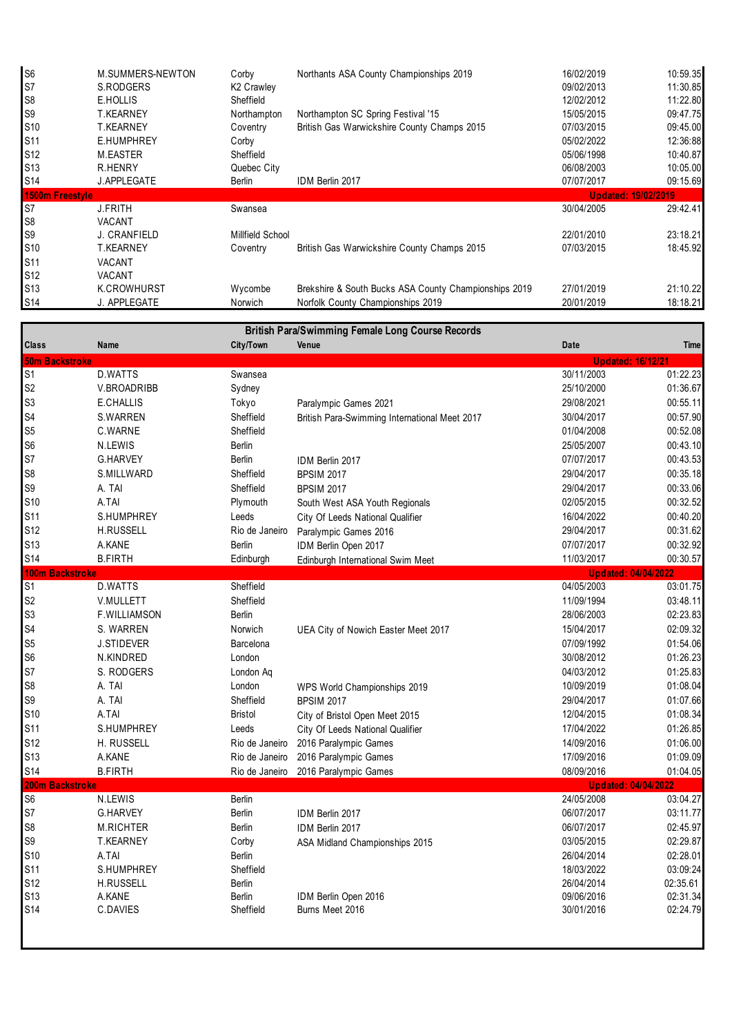| | | | | | |
|---|---|---|---|---|---|
| S6 | M.SUMMERS-NEWTON | Corby | Northants ASA County Championships 2019 | 16/02/2019 | 10:59.35 |
| S7 | S.RODGERS | K2 Crawley | | 09/02/2013 | 11:30.85 |
| S8 | E.HOLLIS | Sheffield | | 12/02/2012 | 11:22.80 |
| S9 | T.KEARNEY | Northampton | Northampton SC Spring Festival '15 | 15/05/2015 | 09:47.75 |
| S10 | T.KEARNEY | Coventry | British Gas Warwickshire County Champs 2015 | 07/03/2015 | 09:45.00 |
| S11 | E.HUMPHREY | Corby | | 05/02/2022 | 12:36.88 |
| S12 | M.EASTER | Sheffield | | 05/06/1998 | 10:40.87 |
| S13 | R.HENRY | Quebec City | | 06/08/2003 | 10:05.00 |
| S14 | J.APPLEGATE | Berlin | IDM Berlin 2017 | 07/07/2017 | 09:15.69 |
| **1500m Freestyle** | | | | **Updated: 19/02/2019** | |
| S7 | J.FRITH | Swansea | | 30/04/2005 | 29:42.41 |
| S8 | VACANT | | | | |
| S9 | J. CRANFIELD | Millfield School | | 22/01/2010 | 23:18.21 |
| S10 | T.KEARNEY | Coventry | British Gas Warwickshire County Champs 2015 | 07/03/2015 | 18:45.92 |
| S11 | VACANT | | | | |
| S12 | VACANT | | | | |
| S13 | K.CROWHURST | Wycombe | Brekshire & South Bucks ASA County Championships 2019 | 27/01/2019 | 21:10.22 |
| S14 | J. APPLEGATE | Norwich | Norfolk County Championships 2019 | 20/01/2019 | 18:18.21 |

## British Para/Swimming Female Long Course Records

| Class | Name | City/Town | Venue | Date | Time |
|---|---|---|---|---|---|
| **50m Backstroke** | | | | **Updated: 16/12/21** | |
| S1 | D.WATTS | Swansea | | 30/11/2003 | 01:22.23 |
| S2 | V.BROADRIBB | Sydney | | 25/10/2000 | 01:36.67 |
| S3 | E.CHALLIS | Tokyo | Paralympic Games 2021 | 29/08/2021 | 00:55.11 |
| S4 | S.WARREN | Sheffield | British Para-Swimming International Meet 2017 | 30/04/2017 | 00:57.90 |
| S5 | C.WARNE | Sheffield | | 01/04/2008 | 00:52.08 |
| S6 | N.LEWIS | Berlin | | 25/05/2007 | 00:43.10 |
| S7 | G.HARVEY | Berlin | IDM Berlin 2017 | 07/07/2017 | 00:43.53 |
| S8 | S.MILLWARD | Sheffield | BPSIM 2017 | 29/04/2017 | 00:35.18 |
| S9 | A. TAI | Sheffield | BPSIM 2017 | 29/04/2017 | 00:33.06 |
| S10 | A.TAI | Plymouth | South West ASA Youth Regionals | 02/05/2015 | 00:32.52 |
| S11 | S.HUMPHREY | Leeds | City Of Leeds National Qualifier | 16/04/2022 | 00:40.20 |
| S12 | H.RUSSELL | Rio de Janeiro | Paralympic Games 2016 | 29/04/2017 | 00:31.62 |
| S13 | A.KANE | Berlin | IDM Berlin Open 2017 | 07/07/2017 | 00:32.92 |
| S14 | B.FIRTH | Edinburgh | Edinburgh International Swim Meet | 11/03/2017 | 00:30.57 |
| **100m Backstroke** | | | | **Updated: 04/04/2022** | |
| S1 | D.WATTS | Sheffield | | 04/05/2003 | 03:01.75 |
| S2 | V.MULLETT | Sheffield | | 11/09/1994 | 03:48.11 |
| S3 | F.WILLIAMSON | Berlin | | 28/06/2003 | 02:23.83 |
| S4 | S. WARREN | Norwich | UEA City of Nowich Easter Meet 2017 | 15/04/2017 | 02:09.32 |
| S5 | J.STIDEVER | Barcelona | | 07/09/1992 | 01:54.06 |
| S6 | N.KINDRED | London | | 30/08/2012 | 01:26.23 |
| S7 | S. RODGERS | London Aq | | 04/03/2012 | 01:25.83 |
| S8 | A. TAI | London | WPS World Championships 2019 | 10/09/2019 | 01:08.04 |
| S9 | A. TAI | Sheffield | BPSIM 2017 | 29/04/2017 | 01:07.66 |
| S10 | A.TAI | Bristol | City of Bristol Open Meet 2015 | 12/04/2015 | 01:08.34 |
| S11 | S.HUMPHREY | Leeds | City Of Leeds National Qualifier | 17/04/2022 | 01:26.85 |
| S12 | H. RUSSELL | Rio de Janeiro | 2016 Paralympic Games | 14/09/2016 | 01:06.00 |
| S13 | A.KANE | Rio de Janeiro | 2016 Paralympic Games | 17/09/2016 | 01:09.09 |
| S14 | B.FIRTH | Rio de Janeiro | 2016 Paralympic Games | 08/09/2016 | 01:04.05 |
| **200m Backstroke** | | | | **Updated: 04/04/2022** | |
| S6 | N.LEWIS | Berlin | | 24/05/2008 | 03:04.27 |
| S7 | G.HARVEY | Berlin | IDM Berlin 2017 | 06/07/2017 | 03:11.77 |
| S8 | M.RICHTER | Berlin | IDM Berlin 2017 | 06/07/2017 | 02:45.97 |
| S9 | T.KEARNEY | Corby | ASA Midland Championships 2015 | 03/05/2015 | 02:29.87 |
| S10 | A.TAI | Berlin | | 26/04/2014 | 02:28.01 |
| S11 | S.HUMPHREY | Sheffield | | 18/03/2022 | 03:09:24 |
| S12 | H.RUSSELL | Berlin | | 26/04/2014 | 02:35.61 |
| S13 | A.KANE | Berlin | IDM Berlin Open 2016 | 09/06/2016 | 02:31.34 |
| S14 | C.DAVIES | Sheffield | Burns Meet 2016 | 30/01/2016 | 02:24.79 |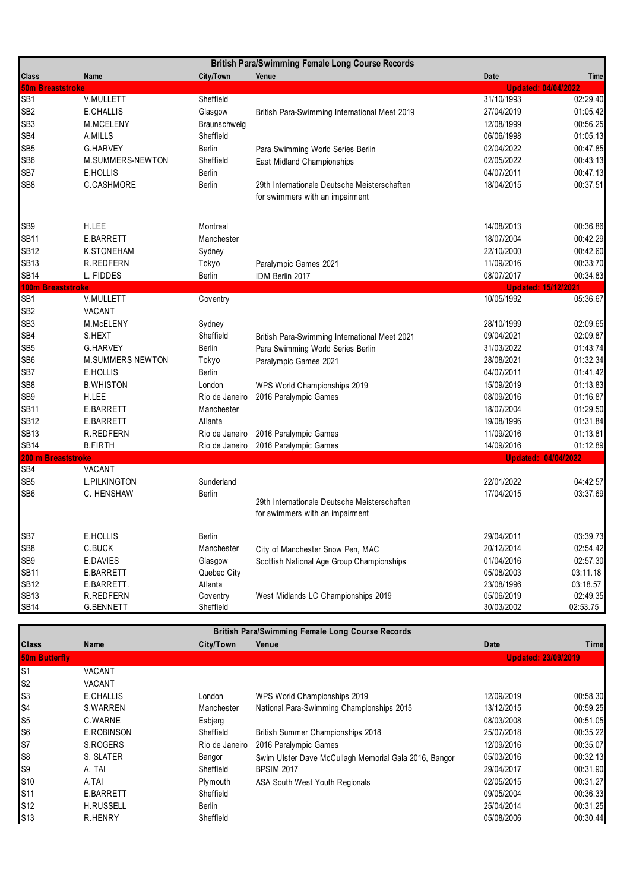| British Para/Swimming Female Long Course Records | | | | | |
|---|---|---|---|---|---|
| Class | Name | City/Town | Venue | Date | Time |
| **50m Breaststroke** | | | | **Updated: 04/04/2022** | |
| SB1 | V.MULLETT | Sheffield | | 31/10/1993 | 02:29.40 |
| SB2 | E.CHALLIS | Glasgow | British Para-Swimming International Meet 2019 | 27/04/2019 | 01:05.42 |
| SB3 | M.MCELENY | Braunschweig | | 12/08/1999 | 00:56.25 |
| SB4 | A.MILLS | Sheffield | | 06/06/1998 | 01:05.13 |
| SB5 | G.HARVEY | Berlin | Para Swimming World Series Berlin | 02/04/2022 | 00:47.85 |
| SB6 | M.SUMMERS-NEWTON | Sheffield | East Midland Championships | 02/05/2022 | 00:43:13 |
| SB7 | E.HOLLIS | Berlin | | 04/07/2011 | 00:47.13 |
| SB8 | C.CASHMORE | Berlin | 29th Internationale Deutsche Meisterschaften for swimmers with an impairment | 18/04/2015 | 00:37.51 |
| SB9 | H.LEE | Montreal | | 14/08/2013 | 00:36.86 |
| SB11 | E.BARRETT | Manchester | | 18/07/2004 | 00:42.29 |
| SB12 | K.STONEHAM | Sydney | | 22/10/2000 | 00:42.60 |
| SB13 | R.REDFERN | Tokyo | Paralympic Games 2021 | 11/09/2016 | 00:33:70 |
| SB14 | L. FIDDES | Berlin | IDM Berlin 2017 | 08/07/2017 | 00:34.83 |
| **100m Breaststroke** | | | | **Updated: 15/12/2021** | |
| SB1 | V.MULLETT | Coventry | | 10/05/1992 | 05:36.67 |
| SB2 | VACANT | | | | |
| SB3 | M.McELENY | Sydney | | 28/10/1999 | 02:09.65 |
| SB4 | S.HEXT | Sheffield | British Para-Swimming International Meet 2021 | 09/04/2021 | 02:09.87 |
| SB5 | G.HARVEY | Berlin | Para Swimming World Series Berlin | 31/03/2022 | 01:43:74 |
| SB6 | M.SUMMERS NEWTON | Tokyo | Paralympic Games 2021 | 28/08/2021 | 01:32.34 |
| SB7 | E.HOLLIS | Berlin | | 04/07/2011 | 01:41.42 |
| SB8 | B.WHISTON | London | WPS World Championships 2019 | 15/09/2019 | 01:13.83 |
| SB9 | H.LEE | Rio de Janeiro | 2016 Paralympic Games | 08/09/2016 | 01:16.87 |
| SB11 | E.BARRETT | Manchester | | 18/07/2004 | 01:29.50 |
| SB12 | E.BARRETT | Atlanta | | 19/08/1996 | 01:31.84 |
| SB13 | R.REDFERN | Rio de Janeiro | 2016 Paralympic Games | 11/09/2016 | 01:13.81 |
| SB14 | B.FIRTH | Rio de Janeiro | 2016 Paralympic Games | 14/09/2016 | 01:12.89 |
| **200 m Breaststroke** | | | | **Updated: 04/04/2022** | |
| SB4 | VACANT | | | | |
| SB5 | L.PILKINGTON | Sunderland | | 22/01/2022 | 04:42:57 |
| SB6 | C. HENSHAW | Berlin | 29th Internationale Deutsche Meisterschaften for swimmers with an impairment | 17/04/2015 | 03:37.69 |
| SB7 | E.HOLLIS | Berlin | | 29/04/2011 | 03:39.73 |
| SB8 | C.BUCK | Manchester | City of Manchester Snow Pen, MAC | 20/12/2014 | 02:54.42 |
| SB9 | E.DAVIES | Glasgow | Scottish National Age Group Championships | 01/04/2016 | 02:57.30 |
| SB11 | E.BARRETT | Quebec City | | 05/08/2003 | 03:11.18 |
| SB12 | E.BARRETT. | Atlanta | | 23/08/1996 | 03:18.57 |
| SB13 | R.REDFERN | Coventry | West Midlands LC Championships 2019 | 05/06/2019 | 02:49.35 |
| SB14 | G.BENNETT | Sheffield | | 30/03/2002 | 02:53.75 |

| British Para/Swimming Female Long Course Records | | | | | |
|---|---|---|---|---|---|
| Class | Name | City/Town | Venue | Date | Time |
| **50m Butterfly** | | | | **Updated: 23/09/2019** | |
| S1 | VACANT | | | | |
| S2 | VACANT | | | | |
| S3 | E.CHALLIS | London | WPS World Championships 2019 | 12/09/2019 | 00:58.30 |
| S4 | S.WARREN | Manchester | National Para-Swimming Championships 2015 | 13/12/2015 | 00:59.25 |
| S5 | C.WARNE | Esbjerg | | 08/03/2008 | 00:51.05 |
| S6 | E.ROBINSON | Sheffield | British Summer Championships 2018 | 25/07/2018 | 00:35.22 |
| S7 | S.ROGERS | Rio de Janeiro | 2016 Paralympic Games | 12/09/2016 | 00:35.07 |
| S8 | S. SLATER | Bangor | Swim Ulster Dave McCullagh Memorial Gala 2016, Bangor | 05/03/2016 | 00:32.13 |
| S9 | A. TAI | Sheffield | BPSIM 2017 | 29/04/2017 | 00:31.90 |
| S10 | A.TAI | Plymouth | ASA South West Youth Regionals | 02/05/2015 | 00:31.27 |
| S11 | E.BARRETT | Sheffield | | 09/05/2004 | 00:36.33 |
| S12 | H.RUSSELL | Berlin | | 25/04/2014 | 00:31.25 |
| S13 | R.HENRY | Sheffield | | 05/08/2006 | 00:30.44 |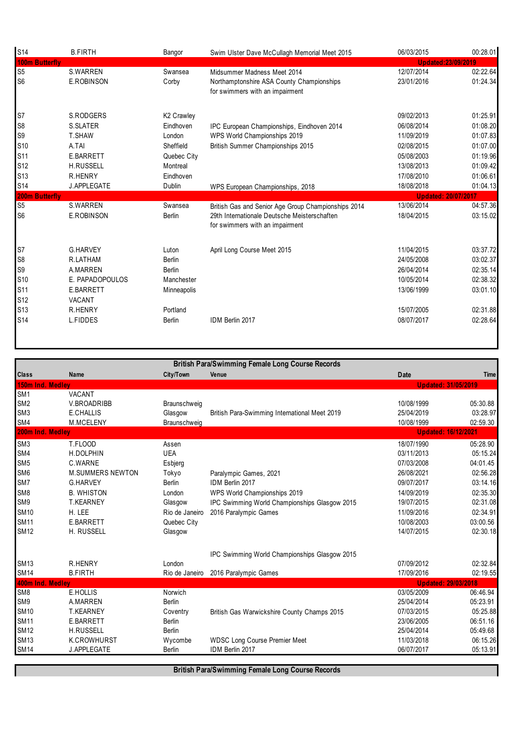| Class | Name | City/Town | Venue | Date | Time |
|---|---|---|---|---|---|
| S14 | B.FIRTH | Bangor | Swim Ulster Dave McCullagh Memorial Meet 2015 | 06/03/2015 | 00:28.01 |
| **100m Butterfly** | | | | **Updated:23/09/2019** | |
| S5 | S.WARREN | Swansea | Midsummer Madness Meet 2014 | 12/07/2014 | 02:22.64 |
| S6 | E.ROBINSON | Corby | Northamptonshire ASA County Championships for swimmers with an impairment | 23/01/2016 | 01:24.34 |
| S7 | S.RODGERS | K2 Crawley | | 09/02/2013 | 01:25.91 |
| S8 | S.SLATER | Eindhoven | IPC European Championships, Eindhoven 2014 | 06/08/2014 | 01:08.20 |
| S9 | T.SHAW | London | WPS World Championships 2019 | 11/09/2019 | 01:07.83 |
| S10 | A.TAI | Sheffield | British Summer Championships 2015 | 02/08/2015 | 01:07.00 |
| S11 | E.BARRETT | Quebec City | | 05/08/2003 | 01:19.96 |
| S12 | H.RUSSELL | Montreal | | 13/08/2013 | 01:09.42 |
| S13 | R.HENRY | Eindhoven | | 17/08/2010 | 01:06.61 |
| S14 | J.APPLEGATE | Dublin | WPS European Championships, 2018 | 18/08/2018 | 01:04.13 |
| **200m Butterfly** | | | | **Updated: 20/07/2017** | |
| S5 | S.WARREN | Swansea | British Gas and Senior Age Group Championships 2014 | 13/06/2014 | 04:57.36 |
| S6 | E.ROBINSON | Berlin | 29th Internationale Deutsche Meisterschaften for swimmers with an impairment | 18/04/2015 | 03:15.02 |
| S7 | G.HARVEY | Luton | April Long Course Meet 2015 | 11/04/2015 | 03:37.72 |
| S8 | R.LATHAM | Berlin | | 24/05/2008 | 03:02.37 |
| S9 | A.MARREN | Berlin | | 26/04/2014 | 02:35.14 |
| S10 | E. PAPADOPOULOS | Manchester | | 10/05/2014 | 02:38.32 |
| S11 | E.BARRETT | Minneapolis | | 13/06/1999 | 03:01.10 |
| S12 | VACANT | | | | |
| S13 | R.HENRY | Portland | | 15/07/2005 | 02:31.88 |
| S14 | L.FIDDES | Berlin | IDM Berlin 2017 | 08/07/2017 | 02:28.64 |

## British Para/Swimming Female Long Course Records

| Class | Name | City/Town | Venue | Date | Time |
|---|---|---|---|---|---|
| **150m Ind. Medley** | | | | **Updated: 31/05/2019** | |
| SM1 | VACANT | | | | |
| SM2 | V.BROADRIBB | Braunschweig | | 10/08/1999 | 05:30.88 |
| SM3 | E.CHALLIS | Glasgow | British Para-Swimming International Meet 2019 | 25/04/2019 | 03:28.97 |
| SM4 | M.MCELENY | Braunschweig | | 10/08/1999 | 02:59.30 |
| **200m Ind. Medley** | | | | **Updated: 16/12/2021** | |
| SM3 | T.FLOOD | Assen | | 18/07/1990 | 05:28.90 |
| SM4 | H.DOLPHIN | UEA | | 03/11/2013 | 05:15.24 |
| SM5 | C.WARNE | Esbjerg | | 07/03/2008 | 04:01.45 |
| SM6 | M.SUMMERS NEWTON | Tokyo | Paralympic Games, 2021 | 26/08/2021 | 02:56.28 |
| SM7 | G.HARVEY | Berlin | IDM Berlin 2017 | 09/07/2017 | 03:14.16 |
| SM8 | B. WHISTON | London | WPS World Championships 2019 | 14/09/2019 | 02:35.30 |
| SM9 | T.KEARNEY | Glasgow | IPC Swimming World Championships Glasgow 2015 | 19/07/2015 | 02:31.08 |
| SM10 | H. LEE | Rio de Janeiro | 2016 Paralympic Games | 11/09/2016 | 02:34.91 |
| SM11 | E.BARRETT | Quebec City | | 10/08/2003 | 03:00.56 |
| SM12 | H. RUSSELL | Glasgow | IPC Swimming World Championships Glasgow 2015 | 14/07/2015 | 02:30.18 |
| SM13 | R.HENRY | London | | 07/09/2012 | 02:32.84 |
| SM14 | B.FIRTH | Rio de Janeiro | 2016 Paralympic Games | 17/09/2016 | 02:19.55 |
| **400m Ind. Medley** | | | | **Updated: 29/03/2018** | |
| SM8 | E.HOLLIS | Norwich | | 03/05/2009 | 06:46.94 |
| SM9 | A.MARREN | Berlin | | 25/04/2014 | 05:23.91 |
| SM10 | T.KEARNEY | Coventry | British Gas Warwickshire County Champs 2015 | 07/03/2015 | 05:25.88 |
| SM11 | E.BARRETT | Berlin | | 23/06/2005 | 06:51.16 |
| SM12 | H.RUSSELL | Berlin | | 25/04/2014 | 05:49.68 |
| SM13 | K.CROWHURST | Wycombe | WDSC Long Course Premier Meet | 11/03/2018 | 06:15.26 |
| SM14 | J.APPLEGATE | Berlin | IDM Berlin 2017 | 06/07/2017 | 05:13.91 |

## British Para/Swimming Female Long Course Records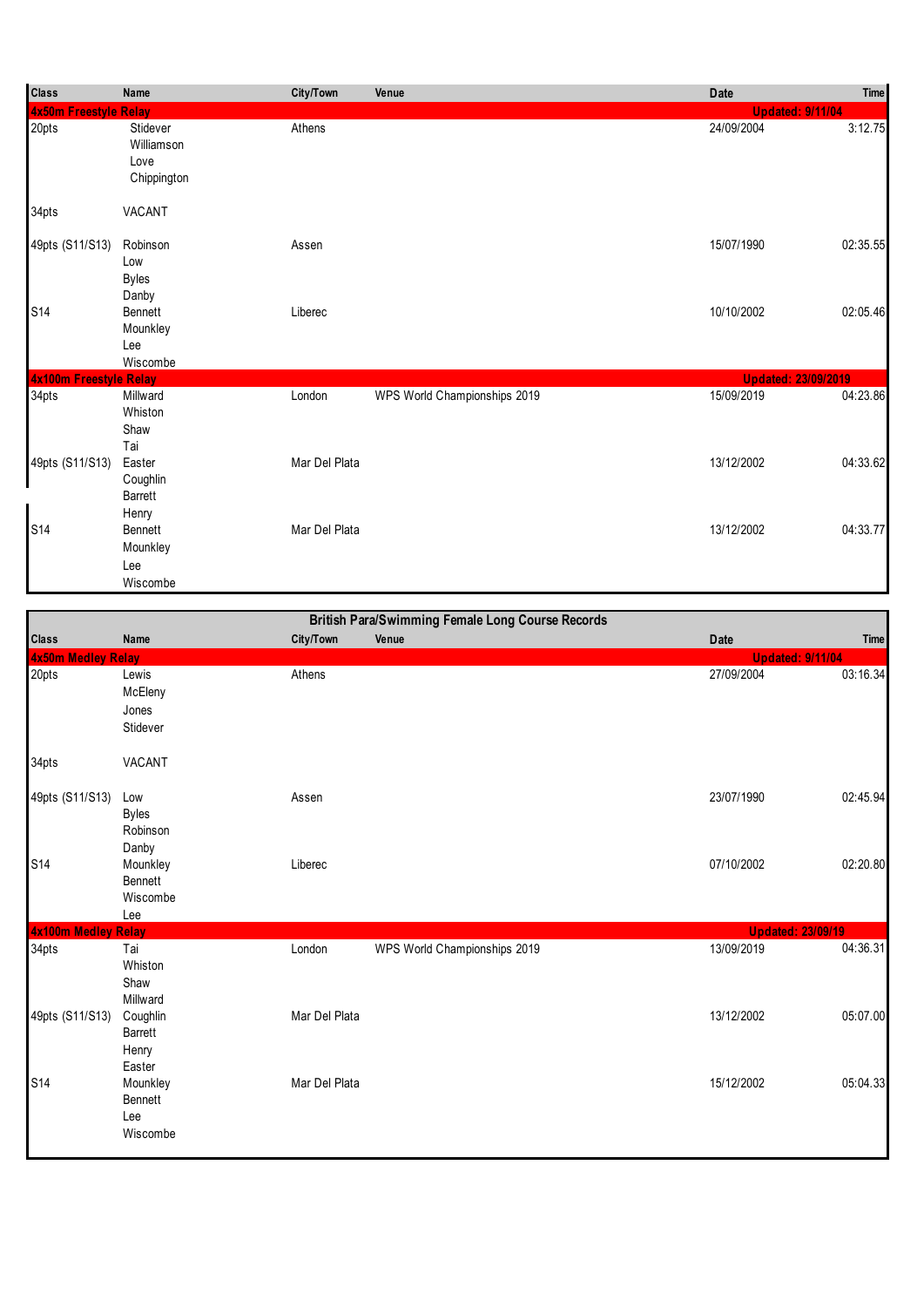| Class | Name | City/Town | Venue | Date | Time |
|---|---|---|---|---|---|
| **4x50m Freestyle Relay** | | | | **Updated: 9/11/04** | |
| 20pts | Stidever<br>Williamson<br>Love<br>Chippington | Athens | | 24/09/2004 | 3:12.75 |
| 34pts | VACANT | | | | |
| 49pts (S11/S13) | Robinson<br>Low<br>Byles<br>Danby | Assen | | 15/07/1990 | 02:35.55 |
| S14 | Bennett<br>Mounkley<br>Lee<br>Wiscombe | Liberec | | 10/10/2002 | 02:05.46 |
| **4x100m Freestyle Relay** | | | | **Updated: 23/09/2019** | |
| 34pts | Millward<br>Whiston<br>Shaw<br>Tai | London | WPS World Championships 2019 | 15/09/2019 | 04:23.86 |
| 49pts (S11/S13) | Easter<br>Coughlin<br>Barrett<br>Henry | Mar Del Plata | | 13/12/2002 | 04:33.62 |
| S14 | Bennett<br>Mounkley<br>Lee<br>Wiscombe | Mar Del Plata | | 13/12/2002 | 04:33.77 |

## British Para/Swimming Female Long Course Records

| Class | Name | City/Town | Venue | Date | Time |
|---|---|---|---|---|---|
| **4x50m Medley Relay** | | | | **Updated: 9/11/04** | |
| 20pts | Lewis<br>McEleny<br>Jones<br>Stidever | Athens | | 27/09/2004 | 03:16.34 |
| 34pts | VACANT | | | | |
| 49pts (S11/S13) | Low<br>Byles<br>Robinson<br>Danby | Assen | | 23/07/1990 | 02:45.94 |
| S14 | Mounkley<br>Bennett<br>Wiscombe<br>Lee | Liberec | | 07/10/2002 | 02:20.80 |
| **4x100m Medley Relay** | | | | **Updated: 23/09/19** | |
| 34pts | Tai<br>Whiston<br>Shaw<br>Millward | London | WPS World Championships 2019 | 13/09/2019 | 04:36.31 |
| 49pts (S11/S13) | Coughlin<br>Barrett<br>Henry<br>Easter | Mar Del Plata | | 13/12/2002 | 05:07.00 |
| S14 | Mounkley<br>Bennett<br>Lee<br>Wiscombe | Mar Del Plata | | 15/12/2002 | 05:04.33 |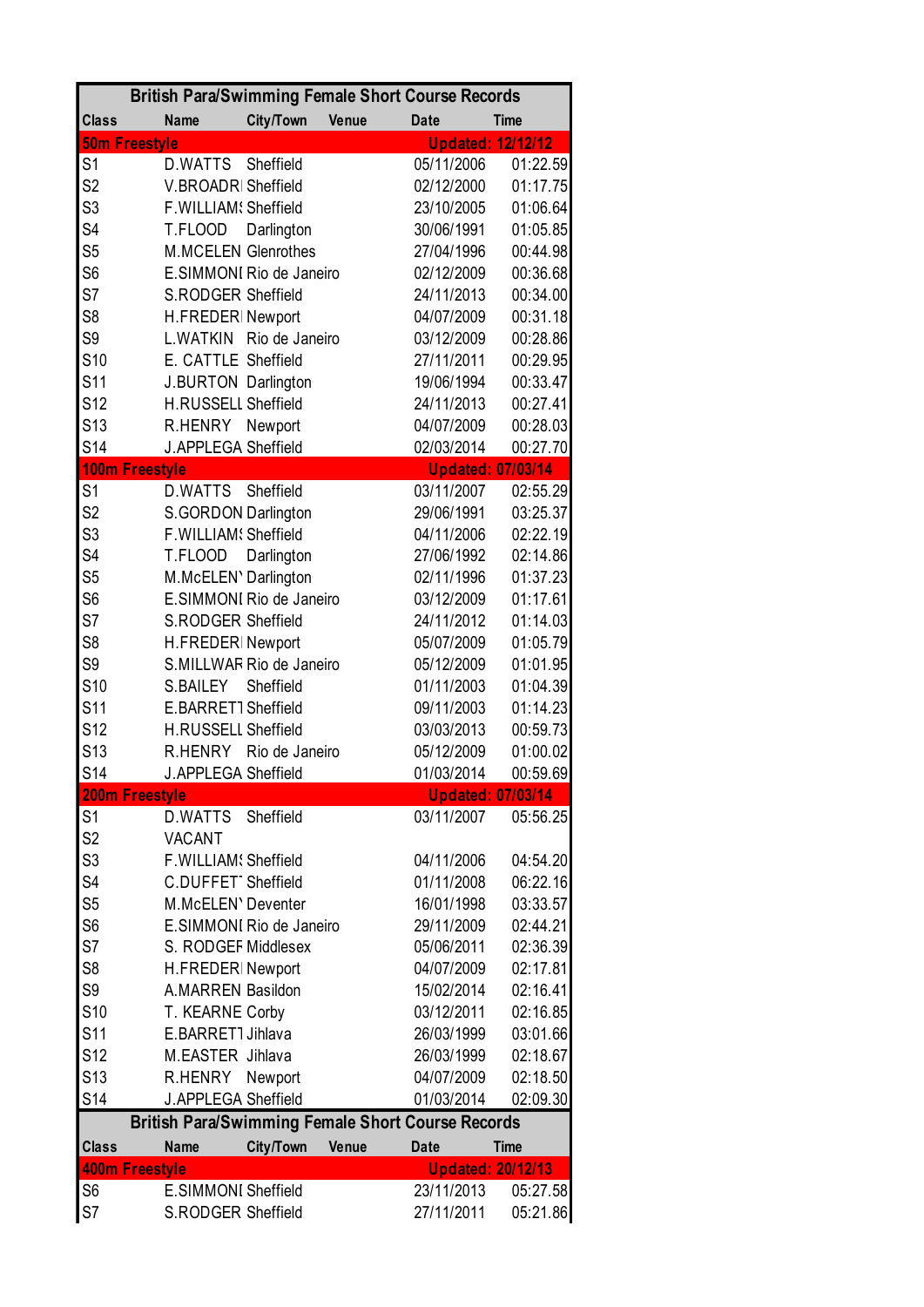## British Para/Swimming Female Short Course Records

| Class | Name | City/Town | Venue | Date | Time |
|---|---|---|---|---|---|
| **50m Freestyle** | | | | **Updated: 12/12/12** | |
| S1 | D.WATTS | Sheffield | | 05/11/2006 | 01:22.59 |
| S2 | V.BROADRI | Sheffield | | 02/12/2000 | 01:17.75 |
| S3 | F.WILLIAMS | Sheffield | | 23/10/2005 | 01:06.64 |
| S4 | T.FLOOD | Darlington | | 30/06/1991 | 01:05.85 |
| S5 | M.MCELEN | Glenrothes | | 27/04/1996 | 00:44.98 |
| S6 | E.SIMMONI | Rio de Janeiro | | 02/12/2009 | 00:36.68 |
| S7 | S.RODGER | Sheffield | | 24/11/2013 | 00:34.00 |
| S8 | H.FREDERI | Newport | | 04/07/2009 | 00:31.18 |
| S9 | L.WATKIN | Rio de Janeiro | | 03/12/2009 | 00:28.86 |
| S10 | E. CATTLE | Sheffield | | 27/11/2011 | 00:29.95 |
| S11 | J.BURTON | Darlington | | 19/06/1994 | 00:33.47 |
| S12 | H.RUSSELL | Sheffield | | 24/11/2013 | 00:27.41 |
| S13 | R.HENRY | Newport | | 04/07/2009 | 00:28.03 |
| S14 | J.APPLEGA | Sheffield | | 02/03/2014 | 00:27.70 |
| **100m Freestyle** | | | | **Updated: 07/03/14** | |
| S1 | D.WATTS | Sheffield | | 03/11/2007 | 02:55.29 |
| S2 | S.GORDON | Darlington | | 29/06/1991 | 03:25.37 |
| S3 | F.WILLIAMS | Sheffield | | 04/11/2006 | 02:22.19 |
| S4 | T.FLOOD | Darlington | | 27/06/1992 | 02:14.86 |
| S5 | M.McELEN' | Darlington | | 02/11/1996 | 01:37.23 |
| S6 | E.SIMMONI | Rio de Janeiro | | 03/12/2009 | 01:17.61 |
| S7 | S.RODGER | Sheffield | | 24/11/2012 | 01:14.03 |
| S8 | H.FREDERI | Newport | | 05/07/2009 | 01:05.79 |
| S9 | S.MILLWAR | Rio de Janeiro | | 05/12/2009 | 01:01.95 |
| S10 | S.BAILEY | Sheffield | | 01/11/2003 | 01:04.39 |
| S11 | E.BARRETT | Sheffield | | 09/11/2003 | 01:14.23 |
| S12 | H.RUSSELL | Sheffield | | 03/03/2013 | 00:59.73 |
| S13 | R.HENRY | Rio de Janeiro | | 05/12/2009 | 01:00.02 |
| S14 | J.APPLEGA | Sheffield | | 01/03/2014 | 00:59.69 |
| **200m Freestyle** | | | | **Updated: 07/03/14** | |
| S1 | D.WATTS | Sheffield | | 03/11/2007 | 05:56.25 |
| S2 | VACANT | | | | |
| S3 | F.WILLIAMS | Sheffield | | 04/11/2006 | 04:54.20 |
| S4 | C.DUFFETT | Sheffield | | 01/11/2008 | 06:22.16 |
| S5 | M.McELEN' | Deventer | | 16/01/1998 | 03:33.57 |
| S6 | E.SIMMONI | Rio de Janeiro | | 29/11/2009 | 02:44.21 |
| S7 | S. RODGER | Middlesex | | 05/06/2011 | 02:36.39 |
| S8 | H.FREDERI | Newport | | 04/07/2009 | 02:17.81 |
| S9 | A.MARREN | Basildon | | 15/02/2014 | 02:16.41 |
| S10 | T. KEARNE | Corby | | 03/12/2011 | 02:16.85 |
| S11 | E.BARRETT | Jihlava | | 26/03/1999 | 03:01.66 |
| S12 | M.EASTER | Jihlava | | 26/03/1999 | 02:18.67 |
| S13 | R.HENRY | Newport | | 04/07/2009 | 02:18.50 |
| S14 | J.APPLEGA | Sheffield | | 01/03/2014 | 02:09.30 |

## British Para/Swimming Female Short Course Records

| Class | Name | City/Town | Venue | Date | Time |
|---|---|---|---|---|---|
| **400m Freestyle** | | | | **Updated: 20/12/13** | |
| S6 | E.SIMMONI | Sheffield | | 23/11/2013 | 05:27.58 |
| S7 | S.RODGER | Sheffield | | 27/11/2011 | 05:21.86 |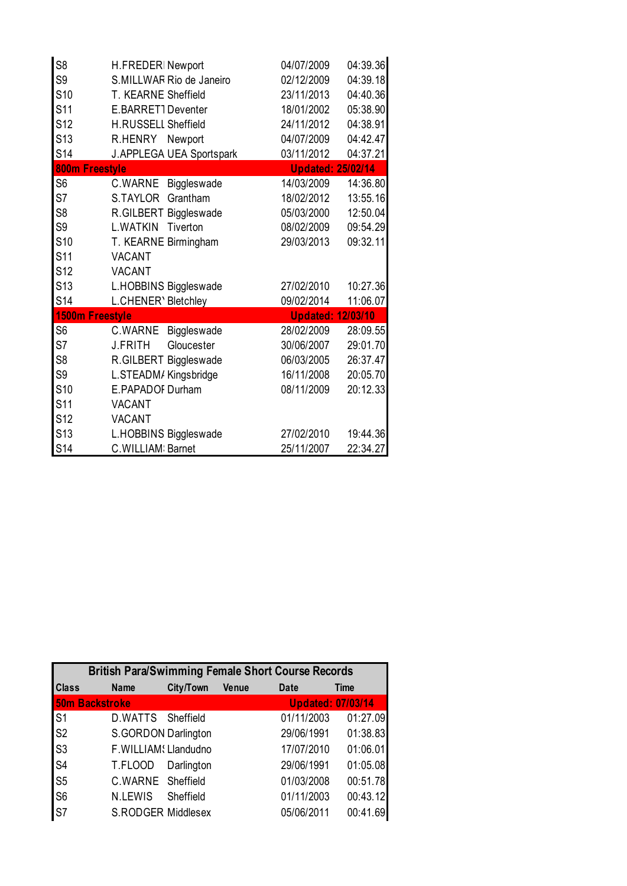| | | | | | |
|---|---|---|---|---|---|
| S8 | H.FREDERI | Newport | | 04/07/2009 | 04:39.36 |
| S9 | S.MILLWAR | Rio de Janeiro | | 02/12/2009 | 04:39.18 |
| S10 | T. KEARNE | Sheffield | | 23/11/2013 | 04:40.36 |
| S11 | E.BARRETT | Deventer | | 18/01/2002 | 05:38.90 |
| S12 | H.RUSSELL | Sheffield | | 24/11/2012 | 04:38.91 |
| S13 | R.HENRY | Newport | | 04/07/2009 | 04:42.47 |
| S14 | J.APPLEGA | UEA Sportspark | | 03/11/2012 | 04:37.21 |
| **800m Freestyle** | | | | **Updated: 25/02/14** | |
| S6 | C.WARNE | Biggleswade | | 14/03/2009 | 14:36.80 |
| S7 | S.TAYLOR | Grantham | | 18/02/2012 | 13:55.16 |
| S8 | R.GILBERT | Biggleswade | | 05/03/2000 | 12:50.04 |
| S9 | L.WATKIN | Tiverton | | 08/02/2009 | 09:54.29 |
| S10 | T. KEARNE | Birmingham | | 29/03/2013 | 09:32.11 |
| S11 | VACANT | | | | |
| S12 | VACANT | | | | |
| S13 | L.HOBBINS | Biggleswade | | 27/02/2010 | 10:27.36 |
| S14 | L.CHENER' | Bletchley | | 09/02/2014 | 11:06.07 |
| **1500m Freestyle** | | | | **Updated: 12/03/10** | |
| S6 | C.WARNE | Biggleswade | | 28/02/2009 | 28:09.55 |
| S7 | J.FRITH | Gloucester | | 30/06/2007 | 29:01.70 |
| S8 | R.GILBERT | Biggleswade | | 06/03/2005 | 26:37.47 |
| S9 | L.STEADM/ | Kingsbridge | | 16/11/2008 | 20:05.70 |
| S10 | E.PAPADOF | Durham | | 08/11/2009 | 20:12.33 |
| S11 | VACANT | | | | |
| S12 | VACANT | | | | |
| S13 | L.HOBBINS | Biggleswade | | 27/02/2010 | 19:44.36 |
| S14 | C.WILLIAM | Barnet | | 25/11/2007 | 22:34.27 |

**British Para/Swimming Female Short Course Records**

| Class | Name | City/Town | Venue | Date | Time |
|---|---|---|---|---|---|
| **50m Backstroke** | | | | **Updated: 07/03/14** | |
| S1 | D.WATTS | Sheffield | | 01/11/2003 | 01:27.09 |
| S2 | S.GORDON | Darlington | | 29/06/1991 | 01:38.83 |
| S3 | F.WILLIAMS | Llandudno | | 17/07/2010 | 01:06.01 |
| S4 | T.FLOOD | Darlington | | 29/06/1991 | 01:05.08 |
| S5 | C.WARNE | Sheffield | | 01/03/2008 | 00:51.78 |
| S6 | N.LEWIS | Sheffield | | 01/11/2003 | 00:43.12 |
| S7 | S.RODGER | Middlesex | | 05/06/2011 | 00:41.69 |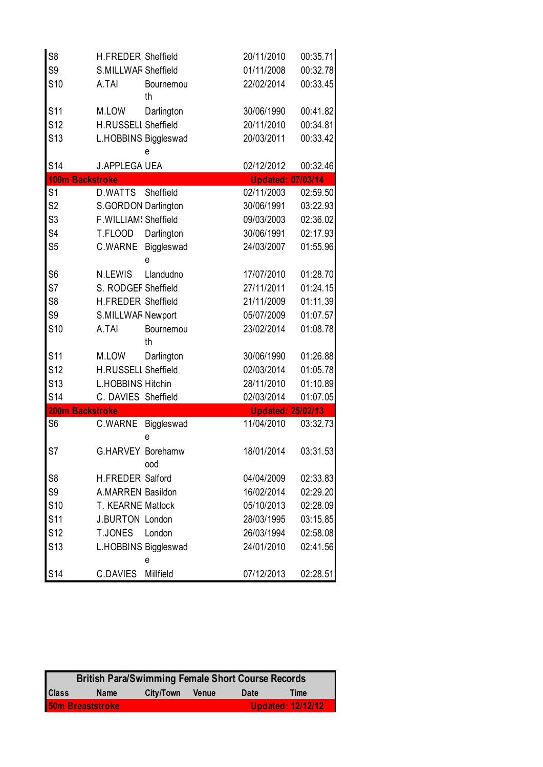| | | | | | |
|---|---|---|---|---|---|
| S8 | H.FREDERI | Sheffield | | 20/11/2010 | 00:35.71 |
| S9 | S.MILLWAR | Sheffield | | 01/11/2008 | 00:32.78 |
| S10 | A.TAI | Bournemouth | | 22/02/2014 | 00:33.45 |
| S11 | M.LOW | Darlington | | 30/06/1990 | 00:41.82 |
| S12 | H.RUSSELL | Sheffield | | 20/11/2010 | 00:34.81 |
| S13 | L.HOBBINS | Biggleswade | | 20/03/2011 | 00:33.42 |
| S14 | J.APPLEGA | UEA | | 02/12/2012 | 00:32.46 |
| **100m Backstroke** | | | | **Updated: 07/03/14** | |
| S1 | D.WATTS | Sheffield | | 02/11/2003 | 02:59.50 |
| S2 | S.GORDON | Darlington | | 30/06/1991 | 03:22.93 |
| S3 | F.WILLIAMS | Sheffield | | 09/03/2003 | 02:36.02 |
| S4 | T.FLOOD | Darlington | | 30/06/1991 | 02:17.93 |
| S5 | C.WARNE | Biggleswade | | 24/03/2007 | 01:55.96 |
| S6 | N.LEWIS | Llandudno | | 17/07/2010 | 01:28.70 |
| S7 | S. RODGEF | Sheffield | | 27/11/2011 | 01:24.15 |
| S8 | H.FREDERI | Sheffield | | 21/11/2009 | 01:11.39 |
| S9 | S.MILLWAR | Newport | | 05/07/2009 | 01:07.57 |
| S10 | A.TAI | Bournemouth | | 23/02/2014 | 01:08.78 |
| S11 | M.LOW | Darlington | | 30/06/1990 | 01:26.88 |
| S12 | H.RUSSELL | Sheffield | | 02/03/2014 | 01:05.78 |
| S13 | L.HOBBINS | Hitchin | | 28/11/2010 | 01:10.89 |
| S14 | C. DAVIES | Sheffield | | 02/03/2014 | 01:07.05 |
| **200m Backstroke** | | | | **Updated: 25/02/13** | |
| S6 | C.WARNE | Biggleswade | | 11/04/2010 | 03:32.73 |
| S7 | G.HARVEY | Borehamwood | | 18/01/2014 | 03:31.53 |
| S8 | H.FREDERI | Salford | | 04/04/2009 | 02:33.83 |
| S9 | A.MARREN | Basildon | | 16/02/2014 | 02:29.20 |
| S10 | T. KEARNE | Matlock | | 05/10/2013 | 02:28.09 |
| S11 | J.BURTON | London | | 28/03/1995 | 03:15.85 |
| S12 | T.JONES | London | | 26/03/1994 | 02:58.08 |
| S13 | L.HOBBINS | Biggleswade | | 24/01/2010 | 02:41.56 |
| S14 | C.DAVIES | Millfield | | 07/12/2013 | 02:28.51 |

**British Para/Swimming Female Short Course Records**

| Class | Name | City/Town | Venue | Date | Time |
|---|---|---|---|---|---|
| **50m Breaststroke** | | | | **Updated: 12/12/12** | |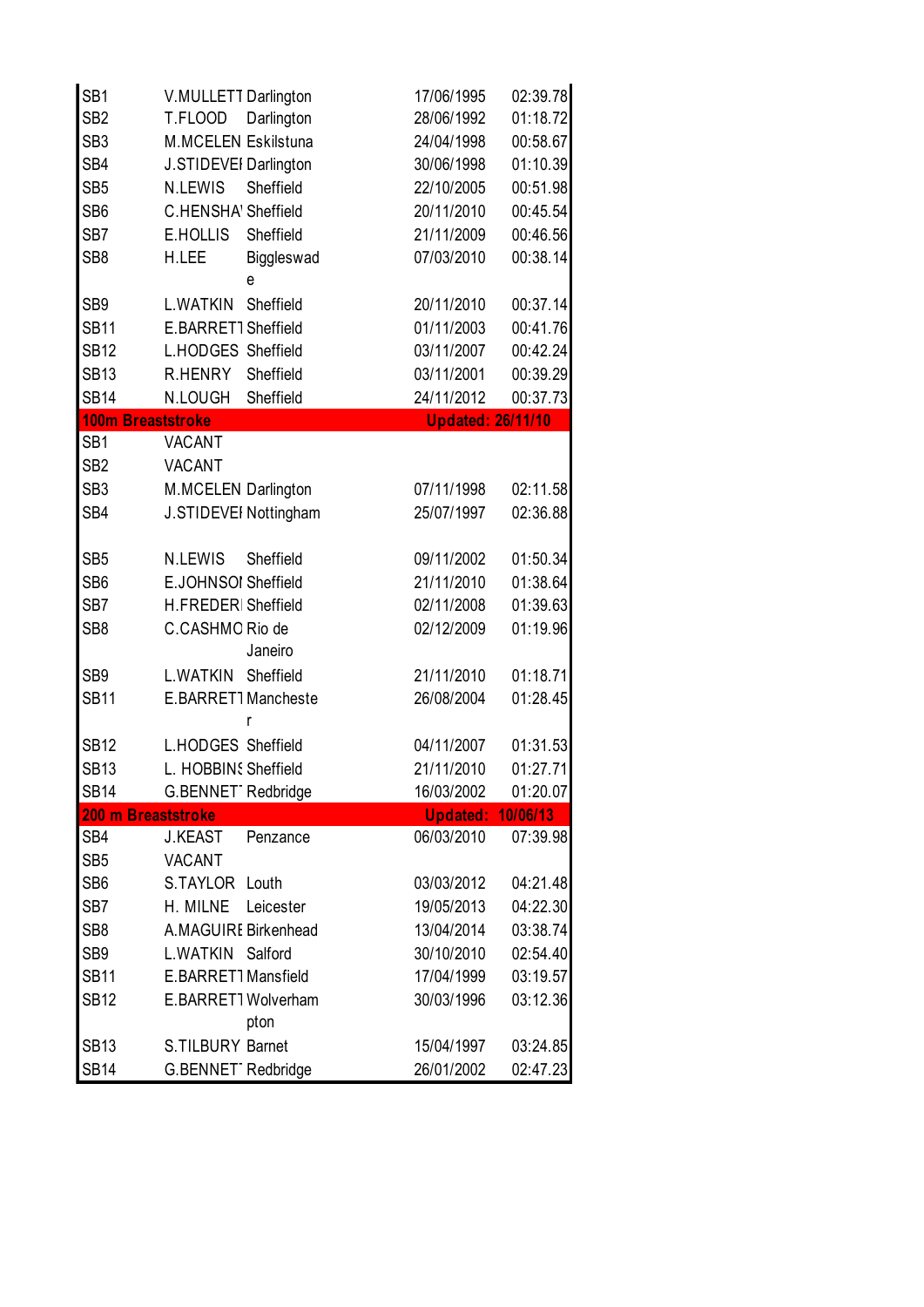| | | | | |
|---|---|---|---|---|
| SB1 | V.MULLETT | Darlington | 17/06/1995 | 02:39.78 |
| SB2 | T.FLOOD | Darlington | 28/06/1992 | 01:18.72 |
| SB3 | M.MCELEN | Eskilstuna | 24/04/1998 | 00:58.67 |
| SB4 | J.STIDEVEI | Darlington | 30/06/1998 | 01:10.39 |
| SB5 | N.LEWIS | Sheffield | 22/10/2005 | 00:51.98 |
| SB6 | C.HENSHA' | Sheffield | 20/11/2010 | 00:45.54 |
| SB7 | E.HOLLIS | Sheffield | 21/11/2009 | 00:46.56 |
| SB8 | H.LEE | Biggleswade | 07/03/2010 | 00:38.14 |
| SB9 | L.WATKIN | Sheffield | 20/11/2010 | 00:37.14 |
| SB11 | E.BARRETT | Sheffield | 01/11/2003 | 00:41.76 |
| SB12 | L.HODGES | Sheffield | 03/11/2007 | 00:42.24 |
| SB13 | R.HENRY | Sheffield | 03/11/2001 | 00:39.29 |
| SB14 | N.LOUGH | Sheffield | 24/11/2012 | 00:37.73 |
| **100m Breaststroke** | | | **Updated: 26/11/10** | |
| SB1 | VACANT | | | |
| SB2 | VACANT | | | |
| SB3 | M.MCELEN | Darlington | 07/11/1998 | 02:11.58 |
| SB4 | J.STIDEVEI | Nottingham | 25/07/1997 | 02:36.88 |
| SB5 | N.LEWIS | Sheffield | 09/11/2002 | 01:50.34 |
| SB6 | E.JOHNSOI | Sheffield | 21/11/2010 | 01:38.64 |
| SB7 | H.FREDERI | Sheffield | 02/11/2008 | 01:39.63 |
| SB8 | C.CASHMO | Rio de Janeiro | 02/12/2009 | 01:19.96 |
| SB9 | L.WATKIN | Sheffield | 21/11/2010 | 01:18.71 |
| SB11 | E.BARRETT | Manchester | 26/08/2004 | 01:28.45 |
| SB12 | L.HODGES | Sheffield | 04/11/2007 | 01:31.53 |
| SB13 | L. HOBBINS | Sheffield | 21/11/2010 | 01:27.71 |
| SB14 | G.BENNET | Redbridge | 16/03/2002 | 01:20.07 |
| **200 m Breaststroke** | | | **Updated: 10/06/13** | |
| SB4 | J.KEAST | Penzance | 06/03/2010 | 07:39.98 |
| SB5 | VACANT | | | |
| SB6 | S.TAYLOR | Louth | 03/03/2012 | 04:21.48 |
| SB7 | H. MILNE | Leicester | 19/05/2013 | 04:22.30 |
| SB8 | A.MAGUIRE | Birkenhead | 13/04/2014 | 03:38.74 |
| SB9 | L.WATKIN | Salford | 30/10/2010 | 02:54.40 |
| SB11 | E.BARRETT | Mansfield | 17/04/1999 | 03:19.57 |
| SB12 | E.BARRETT | Wolverhampton | 30/03/1996 | 03:12.36 |
| SB13 | S.TILBURY | Barnet | 15/04/1997 | 03:24.85 |
| SB14 | G.BENNET | Redbridge | 26/01/2002 | 02:47.23 |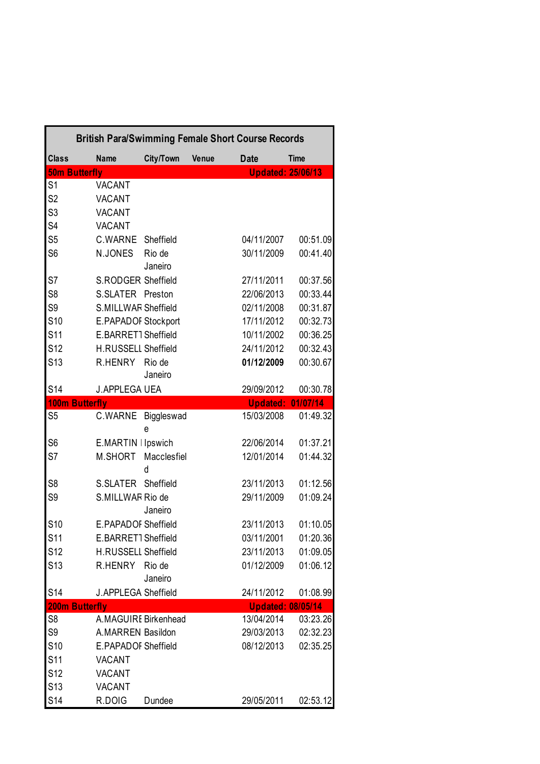## British Para/Swimming Female Short Course Records

| Class | Name | City/Town | Venue | Date | Time |
|---|---|---|---|---|---|
| **50m Butterfly** | | | | **Updated: 25/06/13** | |
| S1 | VACANT | | | | |
| S2 | VACANT | | | | |
| S3 | VACANT | | | | |
| S4 | VACANT | | | | |
| S5 | C.WARNE | Sheffield | | 04/11/2007 | 00:51.09 |
| S6 | N.JONES | Rio de Janeiro | | 30/11/2009 | 00:41.40 |
| S7 | S.RODGER | Sheffield | | 27/11/2011 | 00:37.56 |
| S8 | S.SLATER | Preston | | 22/06/2013 | 00:33.44 |
| S9 | S.MILLWAR | Sheffield | | 02/11/2008 | 00:31.87 |
| S10 | E.PAPADOI | Stockport | | 17/11/2012 | 00:32.73 |
| S11 | E.BARRETT | Sheffield | | 10/11/2002 | 00:36.25 |
| S12 | H.RUSSELL | Sheffield | | 24/11/2012 | 00:32.43 |
| S13 | R.HENRY | Rio de Janeiro | | **01/12/2009** | 00:30.67 |
| S14 | J.APPLEGA | UEA | | 29/09/2012 | 00:30.78 |
| **100m Butterfly** | | | | **Updated: 01/07/14** | |
| S5 | C.WARNE | Biggleswade | | 15/03/2008 | 01:49.32 |
| S6 | E.MARTIN | Ipswich | | 22/06/2014 | 01:37.21 |
| S7 | M.SHORT | Macclesfield | | 12/01/2014 | 01:44.32 |
| S8 | S.SLATER | Sheffield | | 23/11/2013 | 01:12.56 |
| S9 | S.MILLWAR | Rio de Janeiro | | 29/11/2009 | 01:09.24 |
| S10 | E.PAPADOI | Sheffield | | 23/11/2013 | 01:10.05 |
| S11 | E.BARRETT | Sheffield | | 03/11/2001 | 01:20.36 |
| S12 | H.RUSSELL | Sheffield | | 23/11/2013 | 01:09.05 |
| S13 | R.HENRY | Rio de Janeiro | | 01/12/2009 | 01:06.12 |
| S14 | J.APPLEGA | Sheffield | | 24/11/2012 | 01:08.99 |
| **200m Butterfly** | | | | **Updated: 08/05/14** | |
| S8 | A.MAGUIRE | Birkenhead | | 13/04/2014 | 03:23.26 |
| S9 | A.MARREN | Basildon | | 29/03/2013 | 02:32.23 |
| S10 | E.PAPADOI | Sheffield | | 08/12/2013 | 02:35.25 |
| S11 | VACANT | | | | |
| S12 | VACANT | | | | |
| S13 | VACANT | | | | |
| S14 | R.DOIG | Dundee | | 29/05/2011 | 02:53.12 |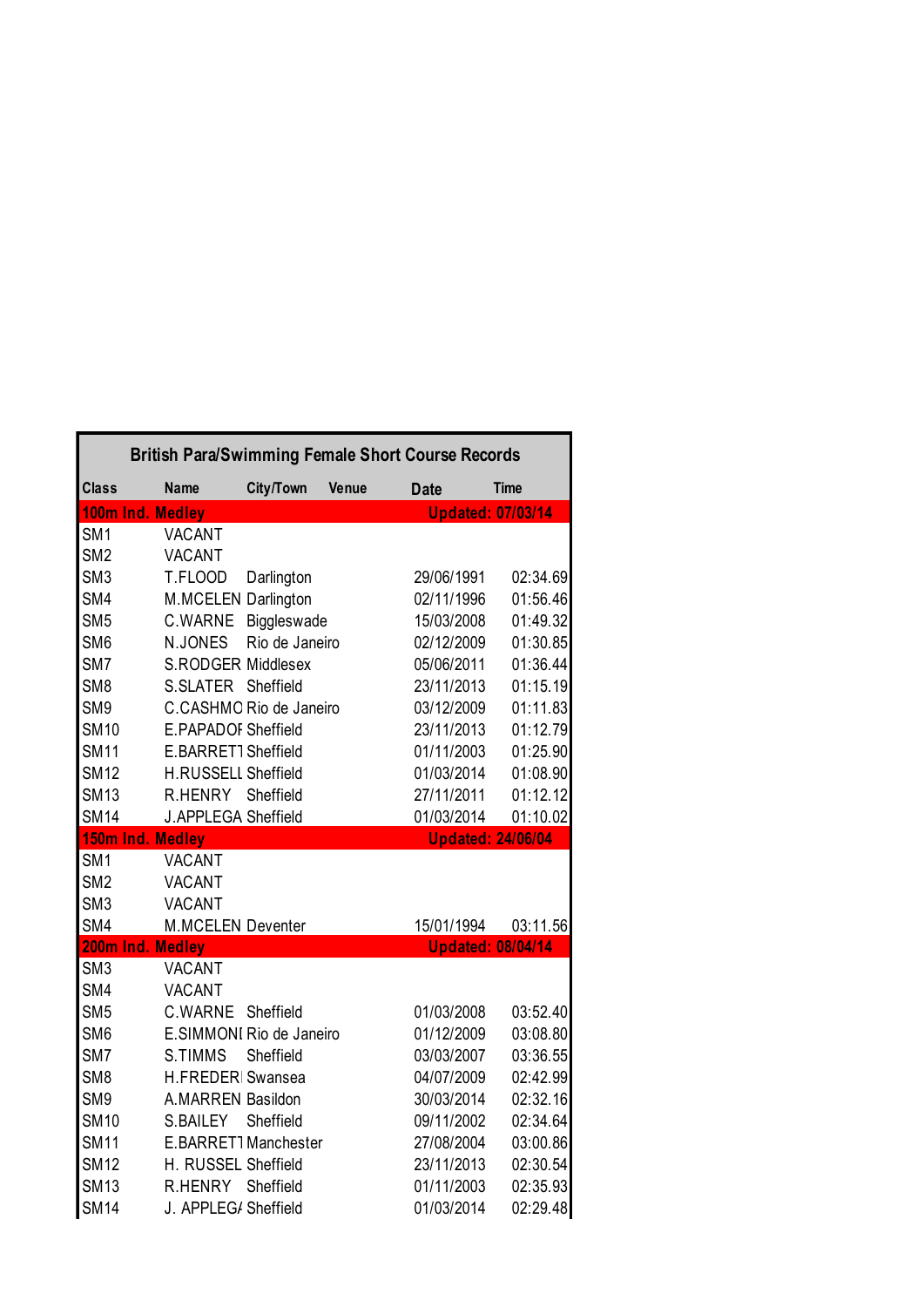| British Para/Swimming Female Short Course Records | | | | | |
|---|---|---|---|---|---|
| Class | Name | City/Town | Venue | Date | Time |
| **100m Ind. Medley** | | | | **Updated: 07/03/14** | |
| SM1 | VACANT | | | | |
| SM2 | VACANT | | | | |
| SM3 | T.FLOOD | Darlington | | 29/06/1991 | 02:34.69 |
| SM4 | M.MCELEN | Darlington | | 02/11/1996 | 01:56.46 |
| SM5 | C.WARNE | Biggleswade | | 15/03/2008 | 01:49.32 |
| SM6 | N.JONES | Rio de Janeiro | | 02/12/2009 | 01:30.85 |
| SM7 | S.RODGER | Middlesex | | 05/06/2011 | 01:36.44 |
| SM8 | S.SLATER | Sheffield | | 23/11/2013 | 01:15.19 |
| SM9 | C.CASHMO | Rio de Janeiro | | 03/12/2009 | 01:11.83 |
| SM10 | E.PAPADOI | Sheffield | | 23/11/2013 | 01:12.79 |
| SM11 | E.BARRETT | Sheffield | | 01/11/2003 | 01:25.90 |
| SM12 | H.RUSSELL | Sheffield | | 01/03/2014 | 01:08.90 |
| SM13 | R.HENRY | Sheffield | | 27/11/2011 | 01:12.12 |
| SM14 | J.APPLEGA | Sheffield | | 01/03/2014 | 01:10.02 |
| **150m Ind. Medley** | | | | **Updated: 24/06/04** | |
| SM1 | VACANT | | | | |
| SM2 | VACANT | | | | |
| SM3 | VACANT | | | | |
| SM4 | M.MCELEN | Deventer | | 15/01/1994 | 03:11.56 |
| **200m Ind. Medley** | | | | **Updated: 08/04/14** | |
| SM3 | VACANT | | | | |
| SM4 | VACANT | | | | |
| SM5 | C.WARNE | Sheffield | | 01/03/2008 | 03:52.40 |
| SM6 | E.SIMMONI | Rio de Janeiro | | 01/12/2009 | 03:08.80 |
| SM7 | S.TIMMS | Sheffield | | 03/03/2007 | 03:36.55 |
| SM8 | H.FREDERI | Swansea | | 04/07/2009 | 02:42.99 |
| SM9 | A.MARREN | Basildon | | 30/03/2014 | 02:32.16 |
| SM10 | S.BAILEY | Sheffield | | 09/11/2002 | 02:34.64 |
| SM11 | E.BARRETT | Manchester | | 27/08/2004 | 03:00.86 |
| SM12 | H. RUSSEL | Sheffield | | 23/11/2013 | 02:30.54 |
| SM13 | R.HENRY | Sheffield | | 01/11/2003 | 02:35.93 |
| SM14 | J. APPLEG/ | Sheffield | | 01/03/2014 | 02:29.48 |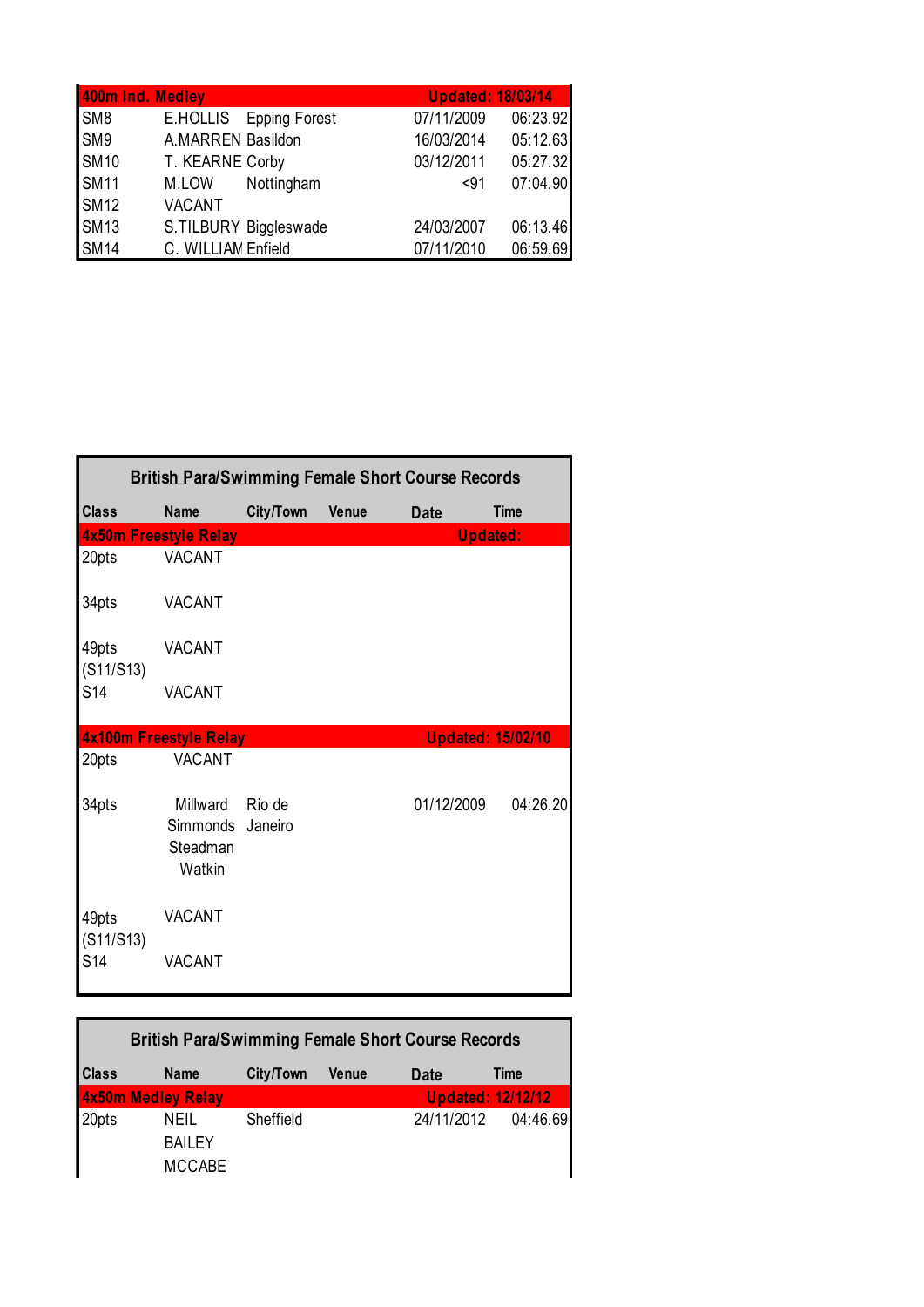| 400m Ind. Medley | | | | Updated: 18/03/14 | |
|---|---|---|---|---|---|
| SM8 | E.HOLLIS | Epping Forest | | 07/11/2009 | 06:23.92 |
| SM9 | A.MARREN | Basildon | | 16/03/2014 | 05:12.63 |
| SM10 | T. KEARNE | Corby | | 03/12/2011 | 05:27.32 |
| SM11 | M.LOW | Nottingham | | <91 | 07:04.90 |
| SM12 | VACANT | | | | |
| SM13 | S.TILBURY | Biggleswade | | 24/03/2007 | 06:13.46 |
| SM14 | C. WILLIAM | Enfield | | 07/11/2010 | 06:59.69 |

## British Para/Swimming Female Short Course Records

| Class | Name | City/Town | Venue | Date | Time |
|---|---|---|---|---|---|
| **4x50m Freestyle Relay** | | | | **Updated:** | |
| 20pts | VACANT | | | | |
| 34pts | VACANT | | | | |
| 49pts (S11/S13) | VACANT | | | | |
| S14 | VACANT | | | | |
| **4x100m Freestyle Relay** | | | | **Updated: 15/02/10** | |
| 20pts | VACANT | | | | |
| 34pts | Millward Simmonds Steadman Watkin | Rio de Janeiro | | 01/12/2009 | 04:26.20 |
| 49pts (S11/S13) | VACANT | | | | |
| S14 | VACANT | | | | |

## British Para/Swimming Female Short Course Records

| Class | Name | City/Town | Venue | Date | Time |
|---|---|---|---|---|---|
| **4x50m Medley Relay** | | | | **Updated: 12/12/12** | |
| 20pts | NEIL BAILEY MCCABE | Sheffield | | 24/11/2012 | 04:46.69 |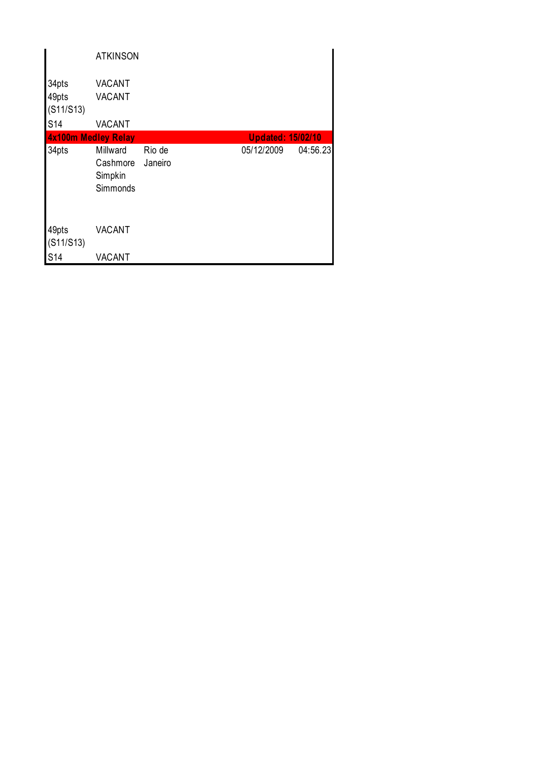| | | | | |
|---|---|---|---|---|
| | ATKINSON | | | |
| 34pts | VACANT | | | |
| 49pts (S11/S13) | VACANT | | | |
| S14 | VACANT | | | |

**4x100m Medley Relay** **Updated: 15/02/10**

| | | | | |
|---|---|---|---|---|
| 34pts | Millward Cashmore Simpkin Simmonds | Rio de Janeiro | 05/12/2009 | 04:56.23 |
| 49pts (S11/S13) | VACANT | | | |
| S14 | VACANT | | | |